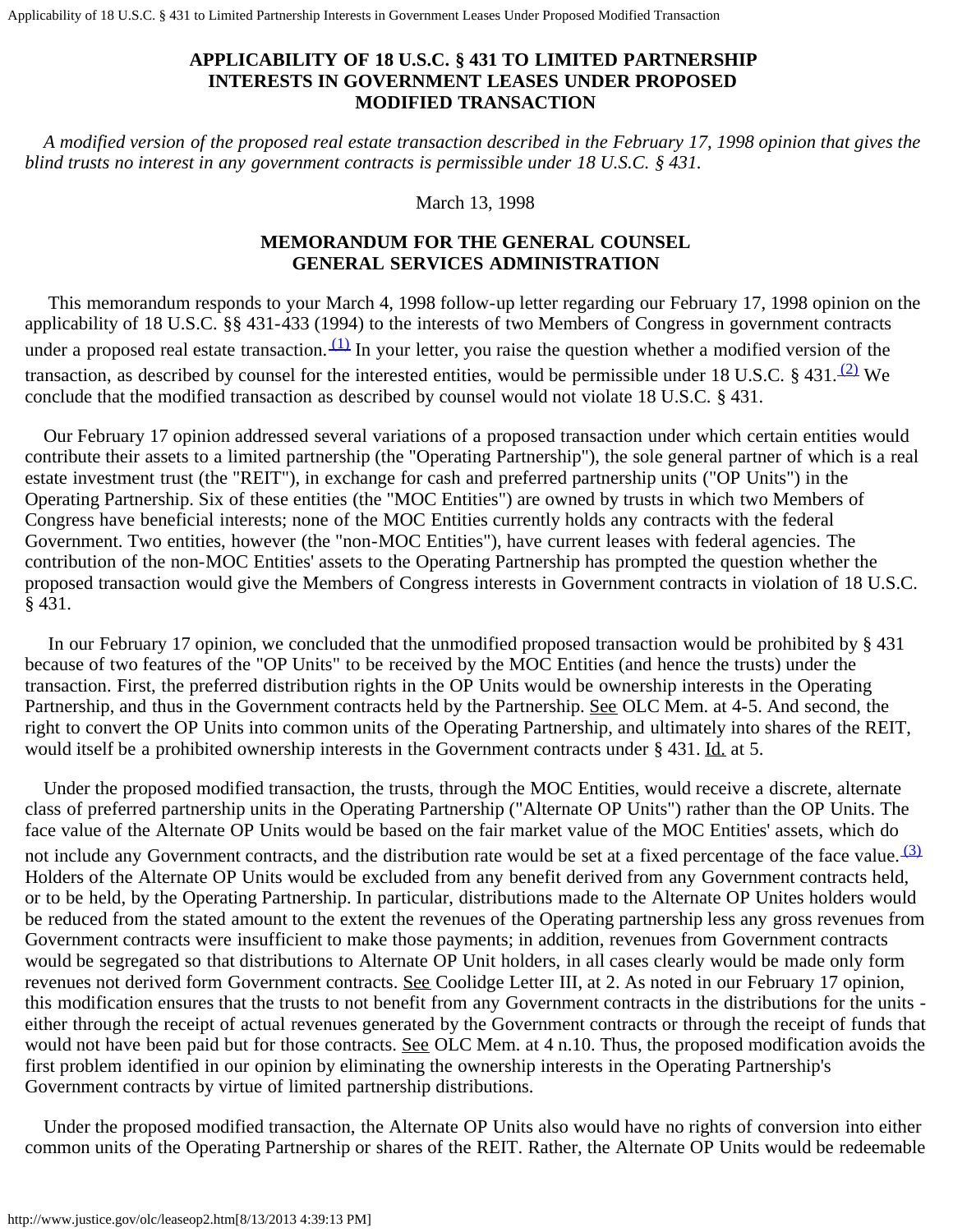# APPLICABILITY OF 18 U.S.C. § 431 TO LIMITED PARTNERSHIP INTERESTS IN GOVERNMENT LEASES UNDER PROPOSED MODIFIED TRANSACTION

*A modified version of the proposed real estate transaction described in the February 17, 1998 opinion that gives the blind trusts no interest in any government contracts is permissible under 18 U.S.C. § 431.*

March 13, 1998

## MEMORANDUM FOR THE GENERAL COUNSEL GENERAL SERVICES ADMINISTRATION

This memorandum responds to your March 4, 1998 follow-up letter regarding our February 17, 1998 opinion on the applicability of 18 U.S.C. §§ 431-433 (1994) to the interests of two Members of Congress in government contracts under a proposed real estate transaction.[(1)] In your letter, you raise the question whether a modified version of the transaction, as described by counsel for the interested entities, would be permissible under 18 U.S.C. § 431.[(2)] We conclude that the modified transaction as described by counsel would not violate 18 U.S.C. § 431.

Our February 17 opinion addressed several variations of a proposed transaction under which certain entities would contribute their assets to a limited partnership (the "Operating Partnership"), the sole general partner of which is a real estate investment trust (the "REIT"), in exchange for cash and preferred partnership units ("OP Units") in the Operating Partnership. Six of these entities (the "MOC Entities") are owned by trusts in which two Members of Congress have beneficial interests; none of the MOC Entities currently holds any contracts with the federal Government. Two entities, however (the "non-MOC Entities"), have current leases with federal agencies. The contribution of the non-MOC Entities' assets to the Operating Partnership has prompted the question whether the proposed transaction would give the Members of Congress interests in Government contracts in violation of 18 U.S.C. § 431.

In our February 17 opinion, we concluded that the unmodified proposed transaction would be prohibited by § 431 because of two features of the "OP Units" to be received by the MOC Entities (and hence the trusts) under the transaction. First, the preferred distribution rights in the OP Units would be ownership interests in the Operating Partnership, and thus in the Government contracts held by the Partnership. See OLC Mem. at 4-5. And second, the right to convert the OP Units into common units of the Operating Partnership, and ultimately into shares of the REIT, would itself be a prohibited ownership interests in the Government contracts under § 431. Id. at 5.

Under the proposed modified transaction, the trusts, through the MOC Entities, would receive a discrete, alternate class of preferred partnership units in the Operating Partnership ("Alternate OP Units") rather than the OP Units. The face value of the Alternate OP Units would be based on the fair market value of the MOC Entities' assets, which do not include any Government contracts, and the distribution rate would be set at a fixed percentage of the face value.[(3)] Holders of the Alternate OP Units would be excluded from any benefit derived from any Government contracts held, or to be held, by the Operating Partnership. In particular, distributions made to the Alternate OP Unites holders would be reduced from the stated amount to the extent the revenues of the Operating partnership less any gross revenues from Government contracts were insufficient to make those payments; in addition, revenues from Government contracts would be segregated so that distributions to Alternate OP Unit holders, in all cases clearly would be made only form revenues not derived form Government contracts. See Coolidge Letter III, at 2. As noted in our February 17 opinion, this modification ensures that the trusts to not benefit from any Government contracts in the distributions for the units - either through the receipt of actual revenues generated by the Government contracts or through the receipt of funds that would not have been paid but for those contracts. See OLC Mem. at 4 n.10. Thus, the proposed modification avoids the first problem identified in our opinion by eliminating the ownership interests in the Operating Partnership's Government contracts by virtue of limited partnership distributions.

Under the proposed modified transaction, the Alternate OP Units also would have no rights of conversion into either common units of the Operating Partnership or shares of the REIT. Rather, the Alternate OP Units would be redeemable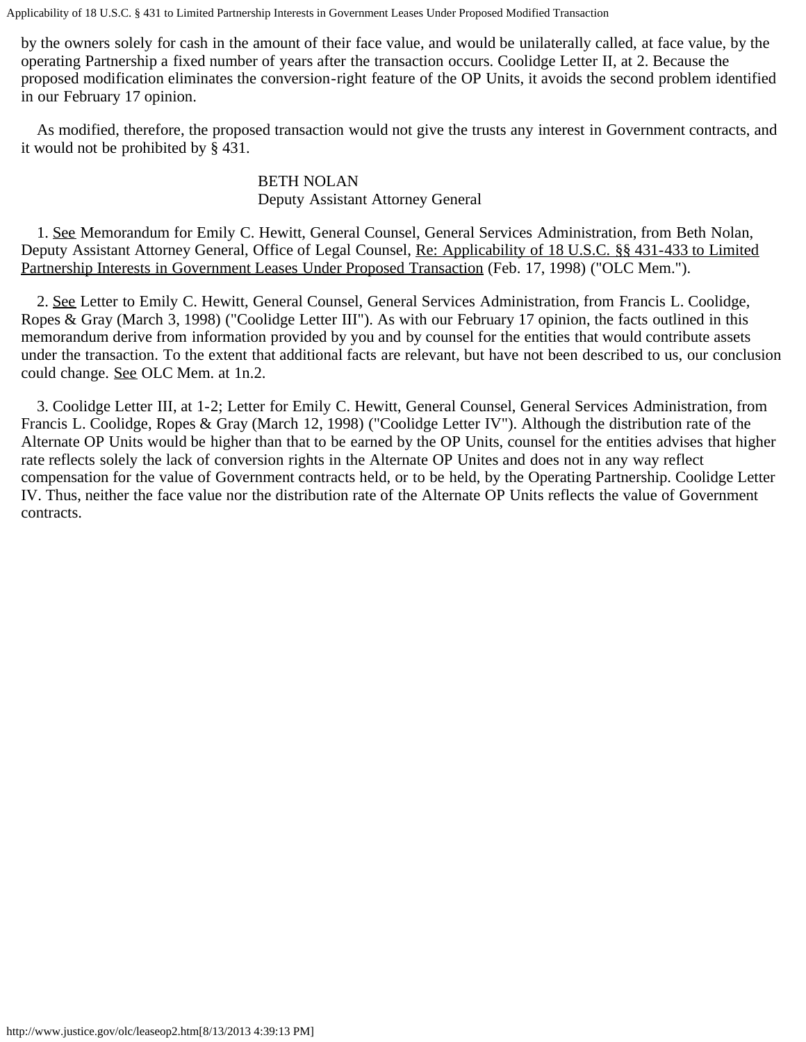by the owners solely for cash in the amount of their face value, and would be unilaterally called, at face value, by the operating Partnership a fixed number of years after the transaction occurs. Coolidge Letter II, at 2. Because the proposed modification eliminates the conversion-right feature of the OP Units, it avoids the second problem identified in our February 17 opinion.

As modified, therefore, the proposed transaction would not give the trusts any interest in Government contracts, and it would not be prohibited by § 431.

BETH NOLAN
Deputy Assistant Attorney General

1. See Memorandum for Emily C. Hewitt, General Counsel, General Services Administration, from Beth Nolan, Deputy Assistant Attorney General, Office of Legal Counsel, Re: Applicability of 18 U.S.C. §§ 431-433 to Limited Partnership Interests in Government Leases Under Proposed Transaction (Feb. 17, 1998) ("OLC Mem.").

2. See Letter to Emily C. Hewitt, General Counsel, General Services Administration, from Francis L. Coolidge, Ropes & Gray (March 3, 1998) ("Coolidge Letter III"). As with our February 17 opinion, the facts outlined in this memorandum derive from information provided by you and by counsel for the entities that would contribute assets under the transaction. To the extent that additional facts are relevant, but have not been described to us, our conclusion could change. See OLC Mem. at 1n.2.

3. Coolidge Letter III, at 1-2; Letter for Emily C. Hewitt, General Counsel, General Services Administration, from Francis L. Coolidge, Ropes & Gray (March 12, 1998) ("Coolidge Letter IV"). Although the distribution rate of the Alternate OP Units would be higher than that to be earned by the OP Units, counsel for the entities advises that higher rate reflects solely the lack of conversion rights in the Alternate OP Unites and does not in any way reflect compensation for the value of Government contracts held, or to be held, by the Operating Partnership. Coolidge Letter IV. Thus, neither the face value nor the distribution rate of the Alternate OP Units reflects the value of Government contracts.